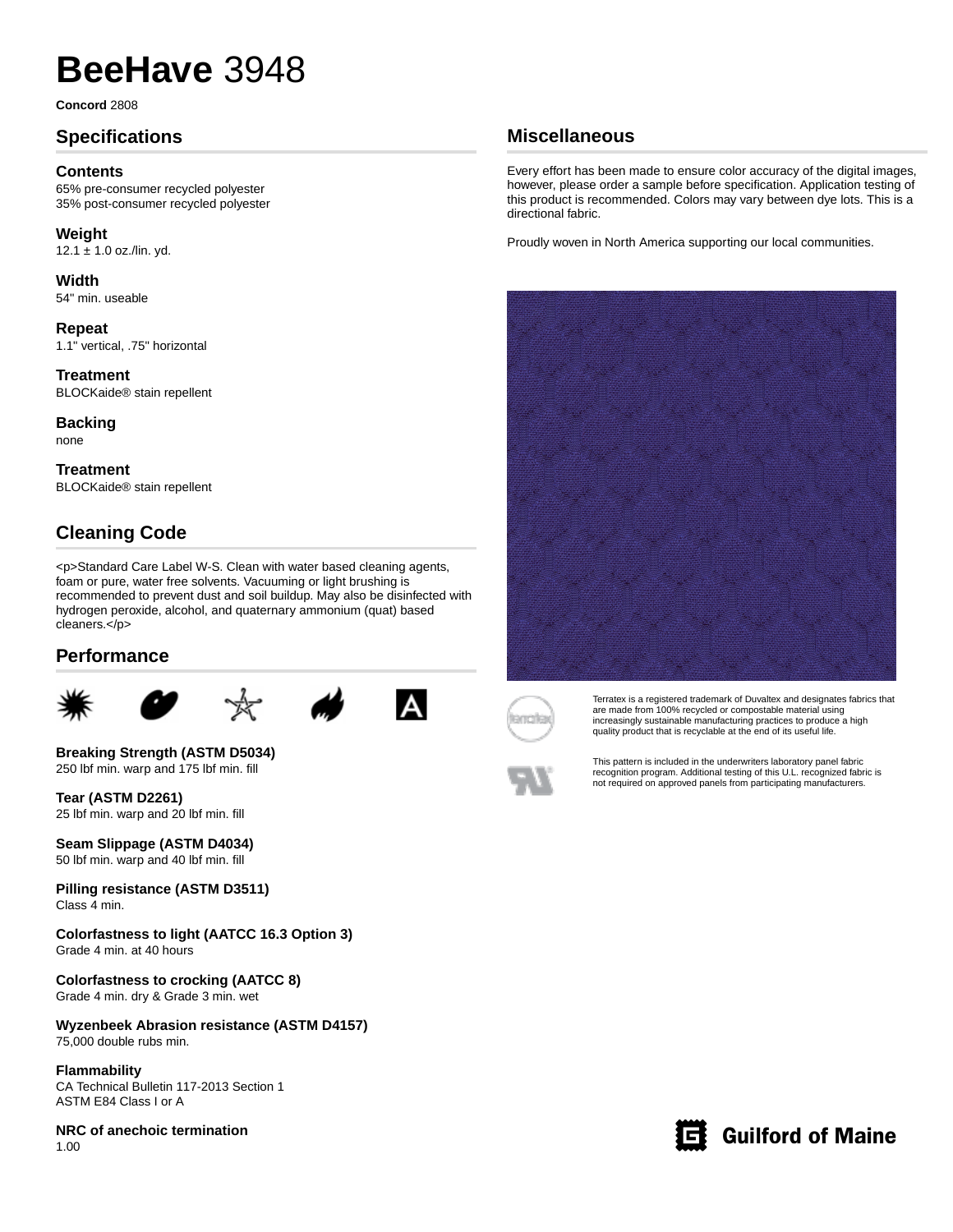# **BeeHave** 3948

**Concord** 2808

## Specifications

**Contents**
65% pre-consumer recycled polyester
35% post-consumer recycled polyester

**Weight**
12.1 ± 1.0 oz./lin. yd.

**Width**
54" min. useable

**Repeat**
1.1" vertical, .75" horizontal

**Treatment**
BLOCKaide® stain repellent

**Backing**
none

**Treatment**
BLOCKaide® stain repellent

## Cleaning Code

<p>Standard Care Label W-S. Clean with water based cleaning agents, foam or pure, water free solvents. Vacuuming or light brushing is recommended to prevent dust and soil buildup. May also be disinfected with hydrogen peroxide, alcohol, and quaternary ammonium (quat) based cleaners.</p>

## Performance

**Breaking Strength (ASTM D5034)**
250 lbf min. warp and 175 lbf min. fill

**Tear (ASTM D2261)**
25 lbf min. warp and 20 lbf min. fill

**Seam Slippage (ASTM D4034)**
50 lbf min. warp and 40 lbf min. fill

**Pilling resistance (ASTM D3511)**
Class 4 min.

**Colorfastness to light (AATCC 16.3 Option 3)**
Grade 4 min. at 40 hours

**Colorfastness to crocking (AATCC 8)**
Grade 4 min. dry & Grade 3 min. wet

**Wyzenbeek Abrasion resistance (ASTM D4157)**
75,000 double rubs min.

**Flammability**
CA Technical Bulletin 117-2013 Section 1
ASTM E84 Class I or A

**NRC of anechoic termination**
1.00

## Miscellaneous

Every effort has been made to ensure color accuracy of the digital images, however, please order a sample before specification. Application testing of this product is recommended. Colors may vary between dye lots. This is a directional fabric.

Proudly woven in North America supporting our local communities.

Terratex is a registered trademark of Duvaltex and designates fabrics that are made from 100% recycled or compostable material using increasingly sustainable manufacturing practices to produce a high quality product that is recyclable at the end of its useful life.

This pattern is included in the underwriters laboratory panel fabric recognition program. Additional testing of this U.L. recognized fabric is not required on approved panels from participating manufacturers.

Guilford of Maine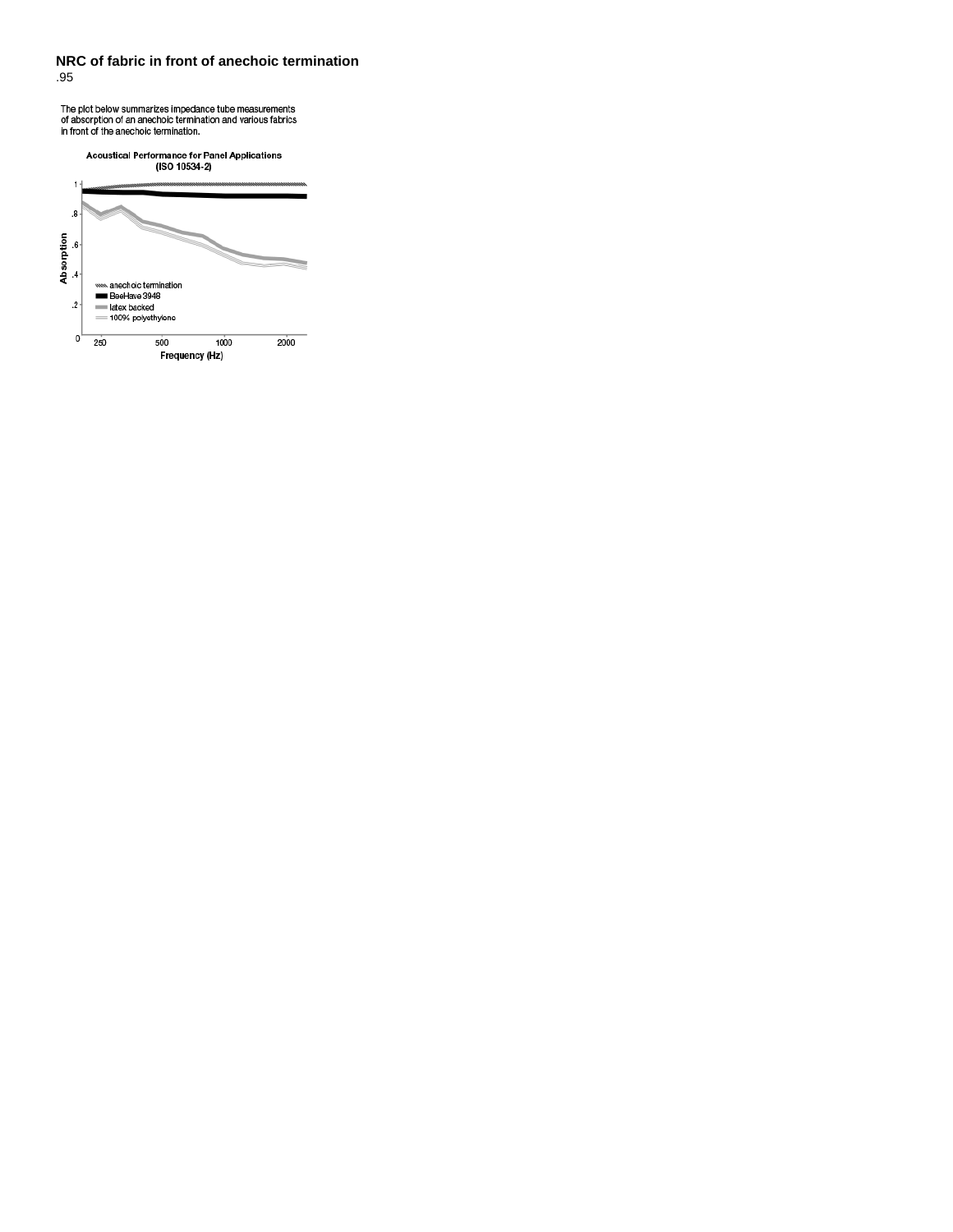**NRC of fabric in front of anechoic termination**

.95

The plot below summarizes impedance tube measurements of absorption of an anechoic termination and various fabrics in front of the anechoic termination.

**Acoustical Performance for Panel Applications (ISO 10534-2)**

Absorption

1
.8
.6
.4
.2
0

250
500
1000
2000

Frequency (Hz)

anechoic termination
BeeHave 3948
latex backed
100% polyethylene